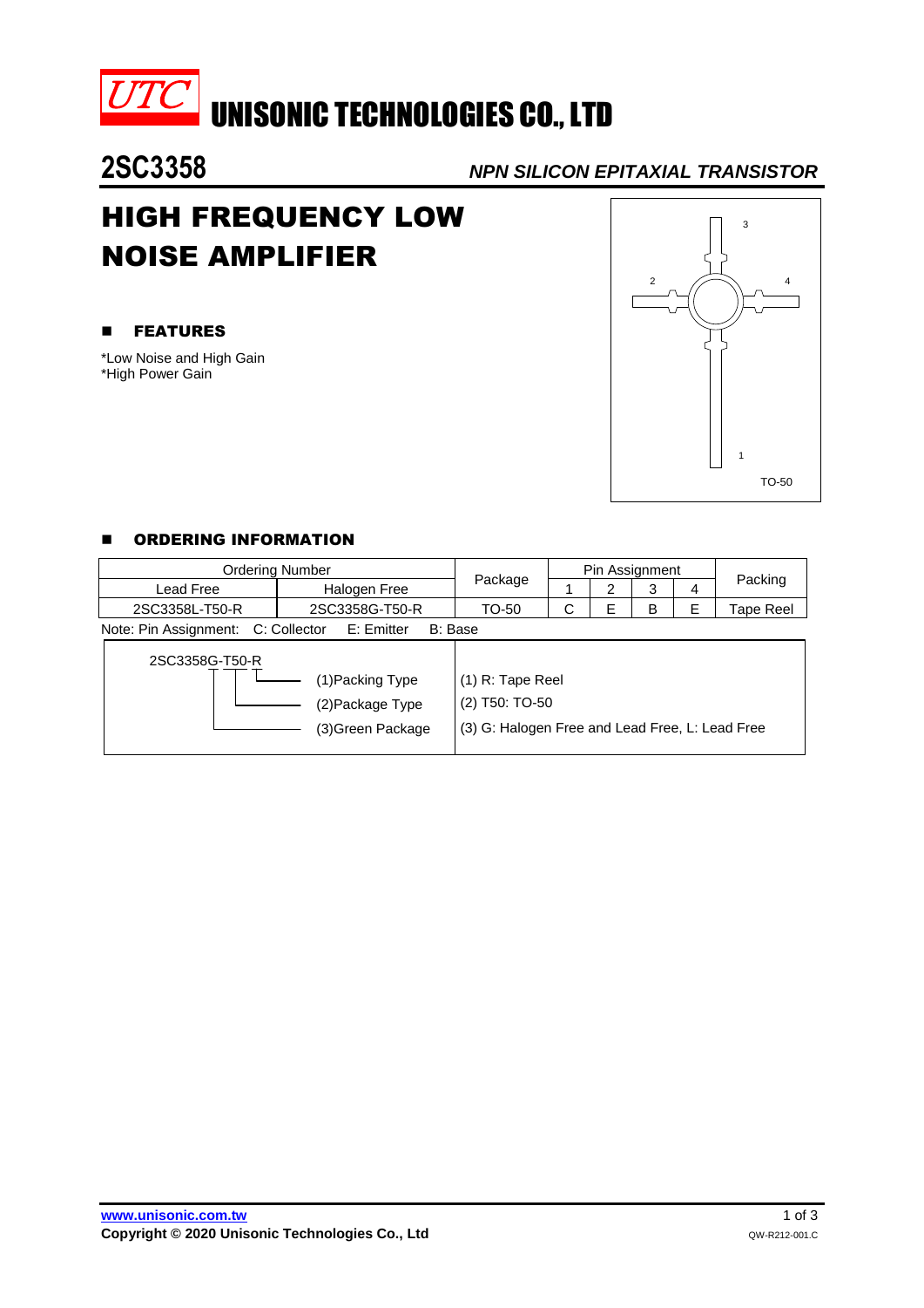# UTC UNISONIC TECHNOLOGIES CO., LTD

## 2SC3358

***NPN SILICON EPITAXIAL TRANSISTOR***

# HIGH FREQUENCY LOW NOISE AMPLIFIER

## FEATURES

*Low Noise and High Gain
*High Power Gain

3
2 4
1
TO-50

## ORDERING INFORMATION

| Ordering Number | | Package | Pin Assignment | | | | Packing |
|---|---|---|---|---|---|---|---|
| Lead Free | Halogen Free | | 1 | 2 | 3 | 4 | |
| 2SC3358L-T50-R | 2SC3358G-T50-R | TO-50 | C | E | B | E | Tape Reel |

Note: Pin Assignment: C: Collector E: Emitter B: Base

| 2SC3358G-T50-R | |
|---|---|
| (1)Packing Type | (1) R: Tape Reel |
| (2)Package Type | (2) T50: TO-50 |
| (3)Green Package | (3) G: Halogen Free and Lead Free, L: Lead Free |

www.unisonic.com.tw
Copyright © 2020 Unisonic Technologies Co., Ltd
QW-R212-001.C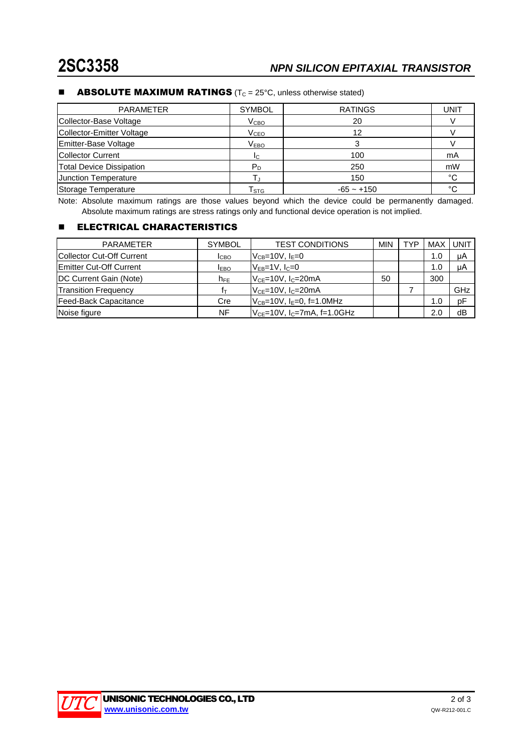## ■ ABSOLUTE MAXIMUM RATINGS ($T_C$ = 25°C, unless otherwise stated)

| PARAMETER | SYMBOL | RATINGS | UNIT |
|---|---|---|---|
| Collector-Base Voltage | $V_{CBO}$ | 20 | V |
| Collector-Emitter Voltage | $V_{CEO}$ | 12 | V |
| Emitter-Base Voltage | $V_{EBO}$ | 3 | V |
| Collector Current | $I_C$ | 100 | mA |
| Total Device Dissipation | $P_D$ | 250 | mW |
| Junction Temperature | $T_J$ | 150 | °C |
| Storage Temperature | $T_{STG}$ | -65 ~ +150 | °C |

Note: Absolute maximum ratings are those values beyond which the device could be permanently damaged. Absolute maximum ratings are stress ratings only and functional device operation is not implied.

## ■ ELECTRICAL CHARACTERISTICS

| PARAMETER | SYMBOL | TEST CONDITIONS | MIN | TYP | MAX | UNIT |
|---|---|---|---|---|---|---|
| Collector Cut-Off Current | $I_{CBO}$ | $V_{CB}$=10V, $I_E$=0 | | | 1.0 | μA |
| Emitter Cut-Off Current | $I_{EBO}$ | $V_{EB}$=1V, $I_C$=0 | | | 1.0 | μA |
| DC Current Gain (Note) | $h_{FE}$ | $V_{CE}$=10V, $I_C$=20mA | 50 | | 300 | |
| Transition Frequency | $f_T$ | $V_{CE}$=10V, $I_C$=20mA | | 7 | | GHz |
| Feed-Back Capacitance | Cre | $V_{CB}$=10V, $I_E$=0, f=1.0MHz | | | 1.0 | pF |
| Noise figure | NF | $V_{CE}$=10V, $I_C$=7mA, f=1.0GHz | | | 2.0 | dB |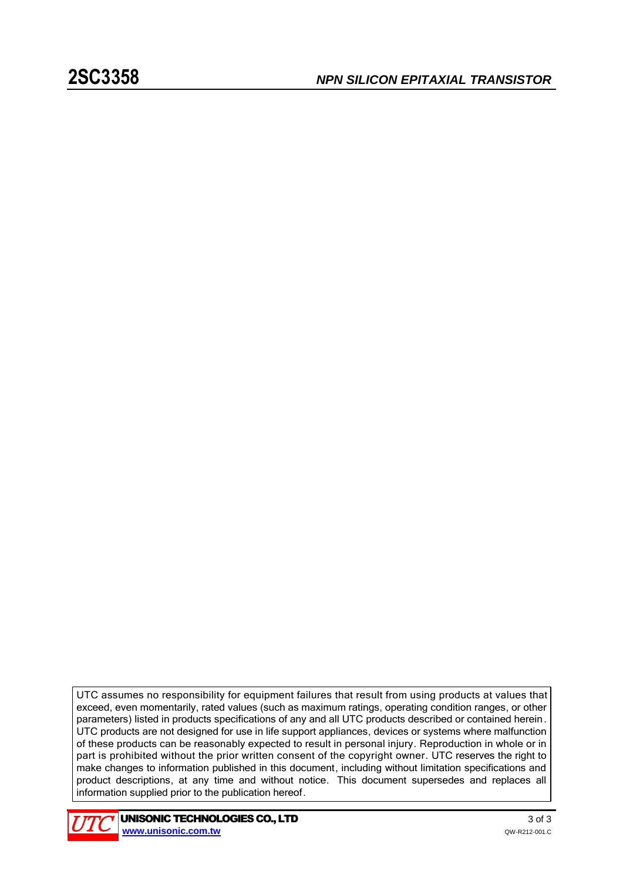UTC assumes no responsibility for equipment failures that result from using products at values that exceed, even momentarily, rated values (such as maximum ratings, operating condition ranges, or other parameters) listed in products specifications of any and all UTC products described or contained herein. UTC products are not designed for use in life support appliances, devices or systems where malfunction of these products can be reasonably expected to result in personal injury. Reproduction in whole or in part is prohibited without the prior written consent of the copyright owner. UTC reserves the right to make changes to information published in this document, including without limitation specifications and product descriptions, at any time and without notice. This document supersedes and replaces all information supplied prior to the publication hereof.